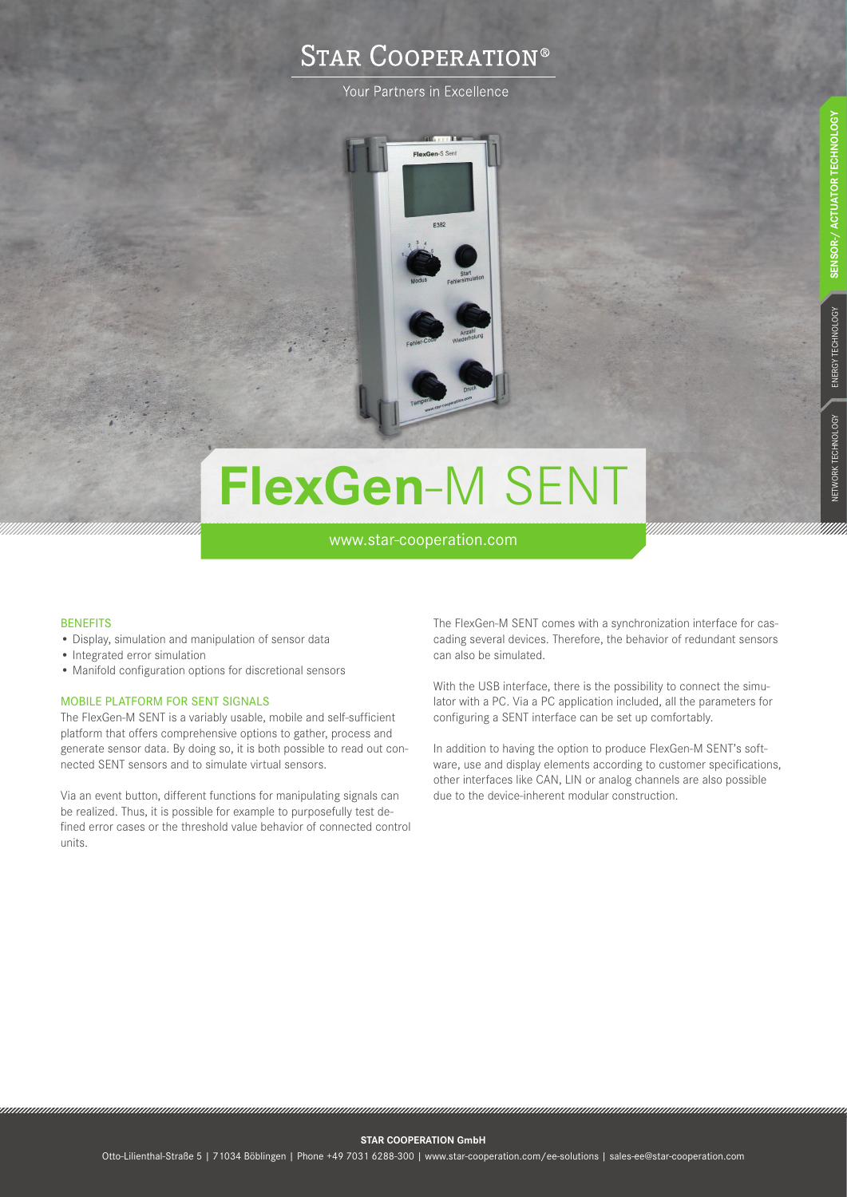# STAR COOPERATION®

Your Partners in Excellence

# **FlexGen**-M SENT

www.star-cooperation.com

SENSOR-/ ACTUATOR TECHNOLOGY | ENERGY TECHNOLOGY | NETWORK TECHNOLOGY

## BENEFITS

- Display, simulation and manipulation of sensor data
- Integrated error simulation
- Manifold configuration options for discretional sensors

## MOBILE PLATFORM FOR SENT SIGNALS

The FlexGen-M SENT is a variably usable, mobile and self-sufficient platform that offers comprehensive options to gather, process and generate sensor data. By doing so, it is both possible to read out connected SENT sensors and to simulate virtual sensors.

Via an event button, different functions for manipulating signals can be realized. Thus, it is possible for example to purposefully test defined error cases or the threshold value behavior of connected control units.

The FlexGen-M SENT comes with a synchronization interface for cascading several devices. Therefore, the behavior of redundant sensors can also be simulated.

With the USB interface, there is the possibility to connect the simulator with a PC. Via a PC application included, all the parameters for configuring a SENT interface can be set up comfortably.

In addition to having the option to produce FlexGen-M SENT's software, use and display elements according to customer specifications, other interfaces like CAN, LIN or analog channels are also possible due to the device-inherent modular construction.

**STAR COOPERATION GmbH**

Otto-Lilienthal-Straße 5 | 71034 Böblingen | Phone +49 7031 6288-300 | www.star-cooperation.com/ee-solutions | sales-ee@star-cooperation.com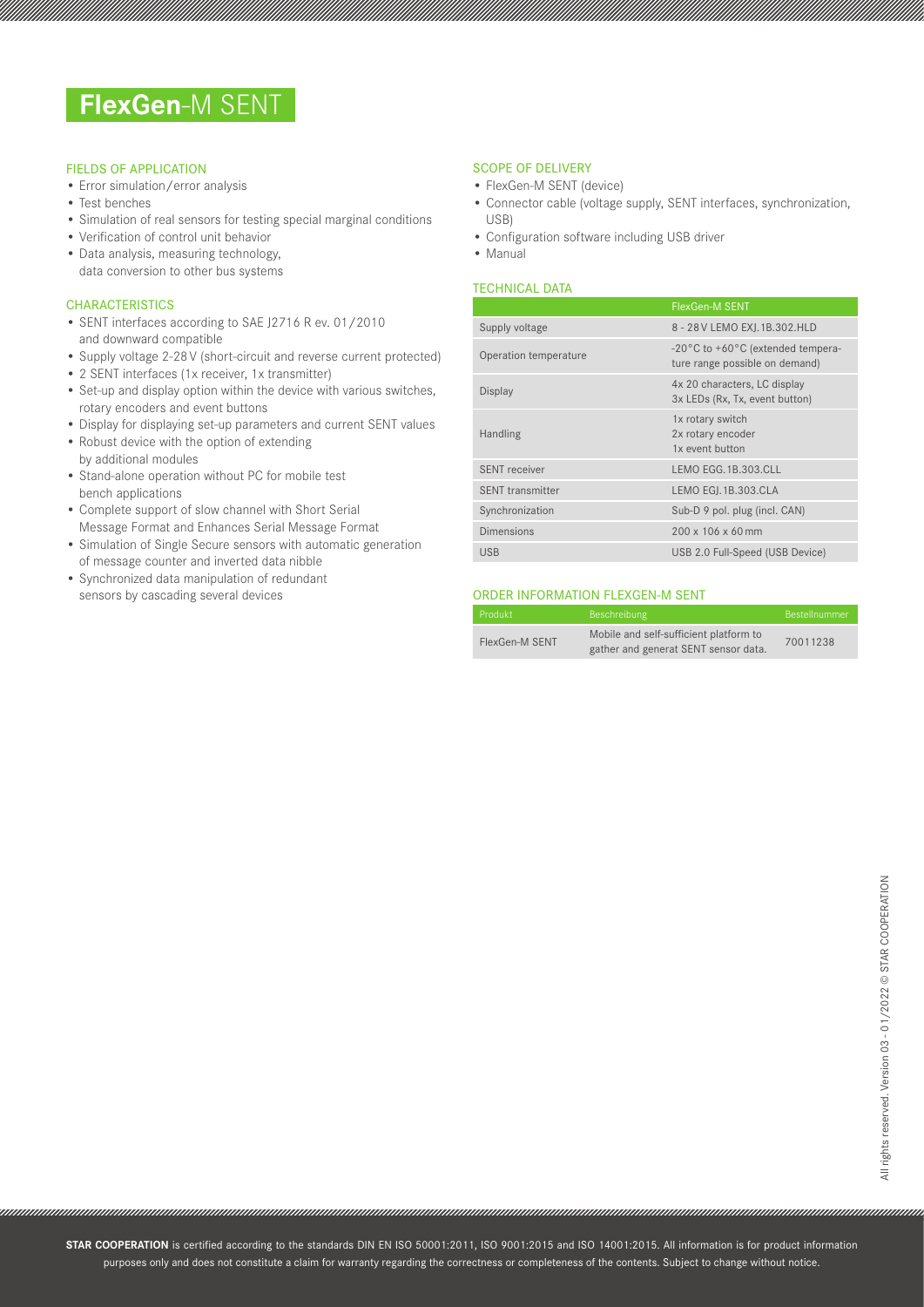# **FlexGen**-M SENT

## FIELDS OF APPLICATION

- Error simulation/error analysis
- Test benches
- Simulation of real sensors for testing special marginal conditions
- Verification of control unit behavior
- Data analysis, measuring technology, data conversion to other bus systems

## CHARACTERISTICS

- SENT interfaces according to SAE J2716 R ev. 01/2010 and downward compatible
- Supply voltage 2-28 V (short-circuit and reverse current protected)
- 2 SENT interfaces (1x receiver, 1x transmitter)
- Set-up and display option within the device with various switches, rotary encoders and event buttons
- Display for displaying set-up parameters and current SENT values
- Robust device with the option of extending by additional modules
- Stand-alone operation without PC for mobile test bench applications
- Complete support of slow channel with Short Serial Message Format and Enhances Serial Message Format
- Simulation of Single Secure sensors with automatic generation of message counter and inverted data nibble
- Synchronized data manipulation of redundant sensors by cascading several devices

## SCOPE OF DELIVERY

- FlexGen-M SENT (device)
- Connector cable (voltage supply, SENT interfaces, synchronization, USB)
- Configuration software including USB driver
- Manual

## TECHNICAL DATA

| | FlexGen-M SENT |
|---|---|
| Supply voltage | 8 - 28 V LEMO EXJ.1B.302.HLD |
| Operation temperature | -20°C to +60°C (extended temperature range possible on demand) |
| Display | 4x 20 characters, LC display<br>3x LEDs (Rx, Tx, event button) |
| Handling | 1x rotary switch<br>2x rotary encoder<br>1x event button |
| SENT receiver | LEMO EGG.1B.303.CLL |
| SENT transmitter | LEMO EGJ.1B.303.CLA |
| Synchronization | Sub-D 9 pol. plug (incl. CAN) |
| Dimensions | 200 x 106 x 60 mm |
| USB | USB 2.0 Full-Speed (USB Device) |

## ORDER INFORMATION FLEXGEN-M SENT

| Produkt | Beschreibung | Bestellnummer |
|---|---|---|
| FlexGen-M SENT | Mobile and self-sufficient platform to gather and generat SENT sensor data. | 70011238 |

All rights reserved. Version 03 - 01/2022 © STAR COOPERATION

**STAR COOPERATION** is certified according to the standards DIN EN ISO 50001:2011, ISO 9001:2015 and ISO 14001:2015. All information is for product information purposes only and does not constitute a claim for warranty regarding the correctness or completeness of the contents. Subject to change without notice.